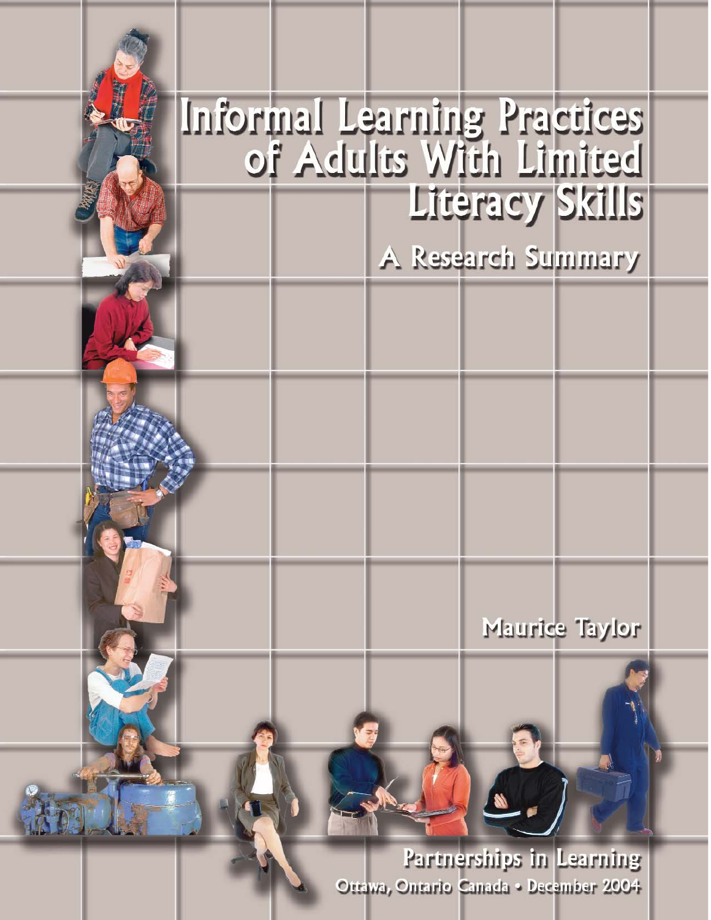# Informal Learning Practices of Adults With Limited Literacy Skills

## A Research Summary

Maurice Taylor

**Partnerships in Learning**

Ottawa, Ontario Canada • December 2004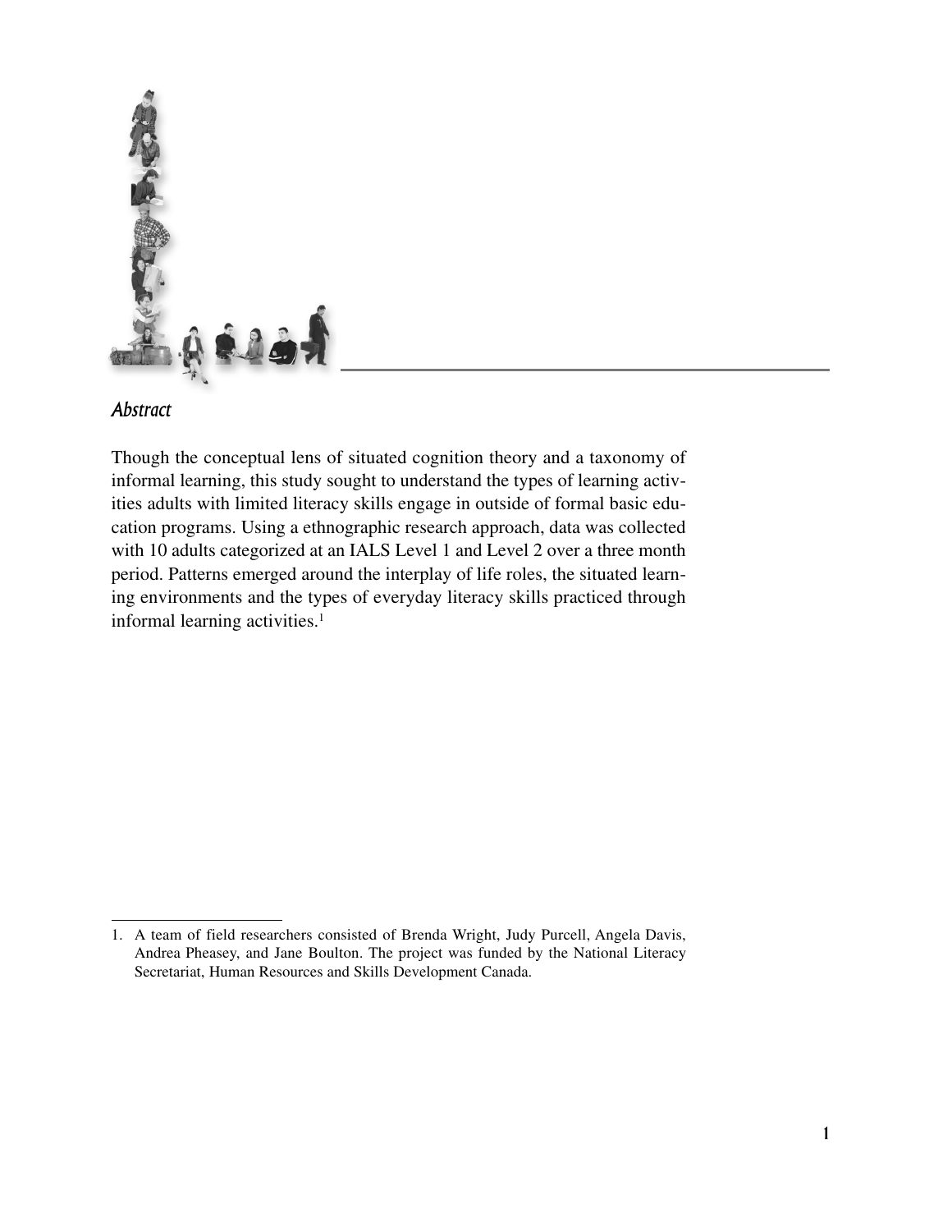## *Abstract*

Though the conceptual lens of situated cognition theory and a taxonomy of informal learning, this study sought to understand the types of learning activities adults with limited literacy skills engage in outside of formal basic education programs. Using a ethnographic research approach, data was collected with 10 adults categorized at an IALS Level 1 and Level 2 over a three month period. Patterns emerged around the interplay of life roles, the situated learning environments and the types of everyday literacy skills practiced through informal learning activities.[1]

---

1. A team of field researchers consisted of Brenda Wright, Judy Purcell, Angela Davis, Andrea Pheasey, and Jane Boulton. The project was funded by the National Literacy Secretariat, Human Resources and Skills Development Canada.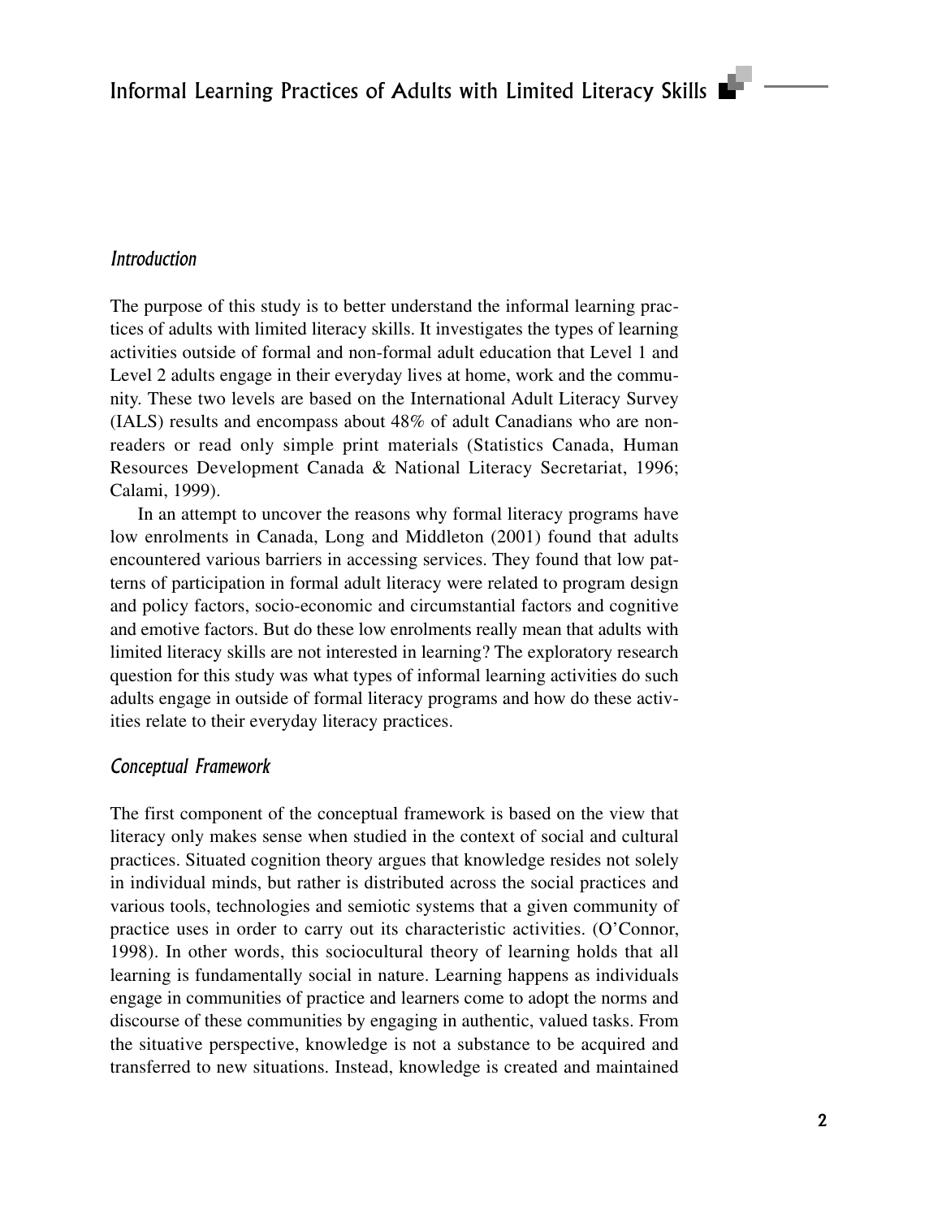## *Introduction*

The purpose of this study is to better understand the informal learning practices of adults with limited literacy skills. It investigates the types of learning activities outside of formal and non-formal adult education that Level 1 and Level 2 adults engage in their everyday lives at home, work and the community. These two levels are based on the International Adult Literacy Survey (IALS) results and encompass about 48% of adult Canadians who are non-readers or read only simple print materials (Statistics Canada, Human Resources Development Canada & National Literacy Secretariat, 1996; Calami, 1999).

In an attempt to uncover the reasons why formal literacy programs have low enrolments in Canada, Long and Middleton (2001) found that adults encountered various barriers in accessing services. They found that low patterns of participation in formal adult literacy were related to program design and policy factors, socio-economic and circumstantial factors and cognitive and emotive factors. But do these low enrolments really mean that adults with limited literacy skills are not interested in learning? The exploratory research question for this study was what types of informal learning activities do such adults engage in outside of formal literacy programs and how do these activities relate to their everyday literacy practices.

## *Conceptual Framework*

The first component of the conceptual framework is based on the view that literacy only makes sense when studied in the context of social and cultural practices. Situated cognition theory argues that knowledge resides not solely in individual minds, but rather is distributed across the social practices and various tools, technologies and semiotic systems that a given community of practice uses in order to carry out its characteristic activities. (O'Connor, 1998). In other words, this sociocultural theory of learning holds that all learning is fundamentally social in nature. Learning happens as individuals engage in communities of practice and learners come to adopt the norms and discourse of these communities by engaging in authentic, valued tasks. From the situative perspective, knowledge is not a substance to be acquired and transferred to new situations. Instead, knowledge is created and maintained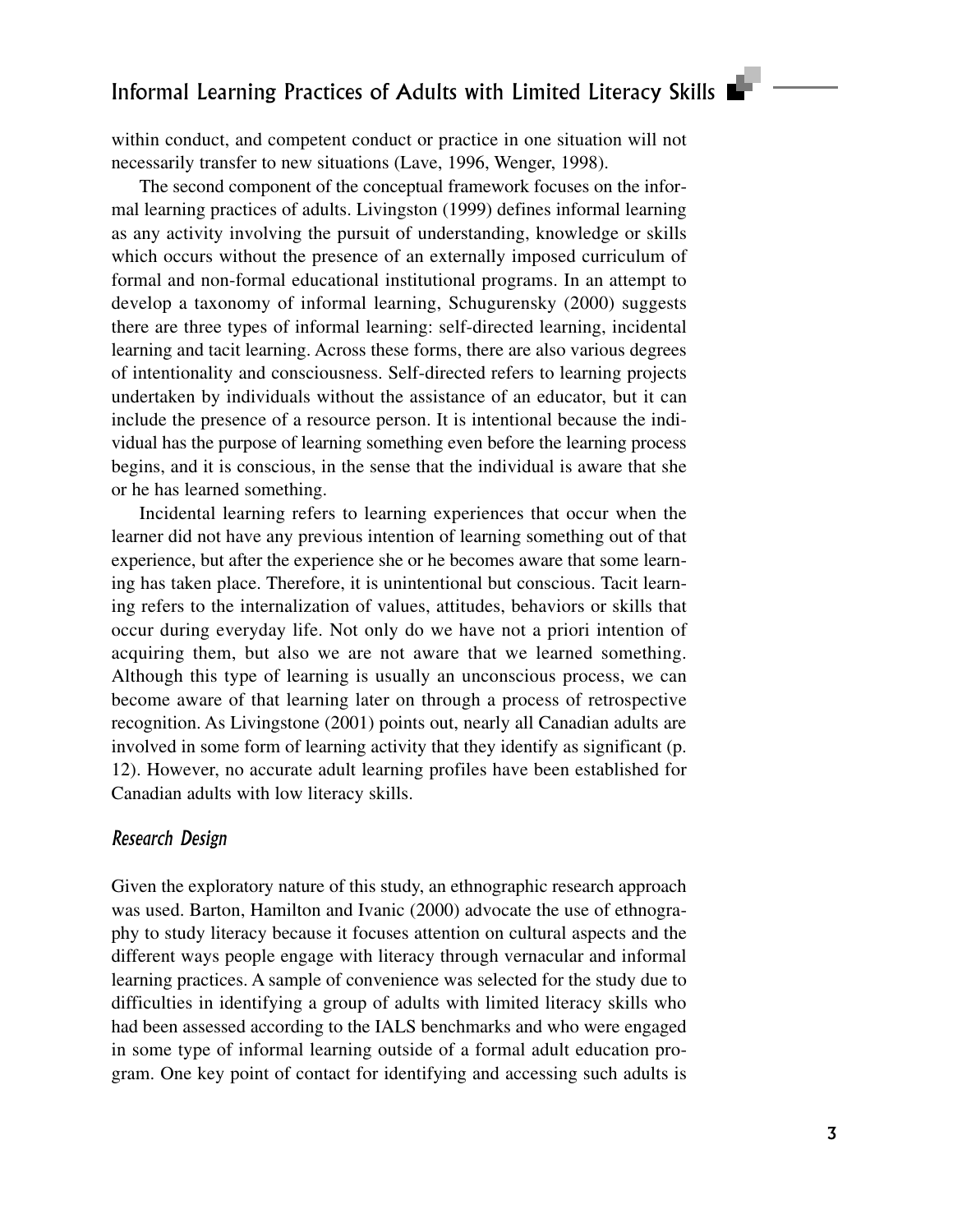within conduct, and competent conduct or practice in one situation will not necessarily transfer to new situations (Lave, 1996, Wenger, 1998).

The second component of the conceptual framework focuses on the informal learning practices of adults. Livingston (1999) defines informal learning as any activity involving the pursuit of understanding, knowledge or skills which occurs without the presence of an externally imposed curriculum of formal and non-formal educational institutional programs. In an attempt to develop a taxonomy of informal learning, Schugurensky (2000) suggests there are three types of informal learning: self-directed learning, incidental learning and tacit learning. Across these forms, there are also various degrees of intentionality and consciousness. Self-directed refers to learning projects undertaken by individuals without the assistance of an educator, but it can include the presence of a resource person. It is intentional because the individual has the purpose of learning something even before the learning process begins, and it is conscious, in the sense that the individual is aware that she or he has learned something.

Incidental learning refers to learning experiences that occur when the learner did not have any previous intention of learning something out of that experience, but after the experience she or he becomes aware that some learning has taken place. Therefore, it is unintentional but conscious. Tacit learning refers to the internalization of values, attitudes, behaviors or skills that occur during everyday life. Not only do we have not a priori intention of acquiring them, but also we are not aware that we learned something. Although this type of learning is usually an unconscious process, we can become aware of that learning later on through a process of retrospective recognition. As Livingstone (2001) points out, nearly all Canadian adults are involved in some form of learning activity that they identify as significant (p. 12). However, no accurate adult learning profiles have been established for Canadian adults with low literacy skills.

## *Research Design*

Given the exploratory nature of this study, an ethnographic research approach was used. Barton, Hamilton and Ivanic (2000) advocate the use of ethnography to study literacy because it focuses attention on cultural aspects and the different ways people engage with literacy through vernacular and informal learning practices. A sample of convenience was selected for the study due to difficulties in identifying a group of adults with limited literacy skills who had been assessed according to the IALS benchmarks and who were engaged in some type of informal learning outside of a formal adult education program. One key point of contact for identifying and accessing such adults is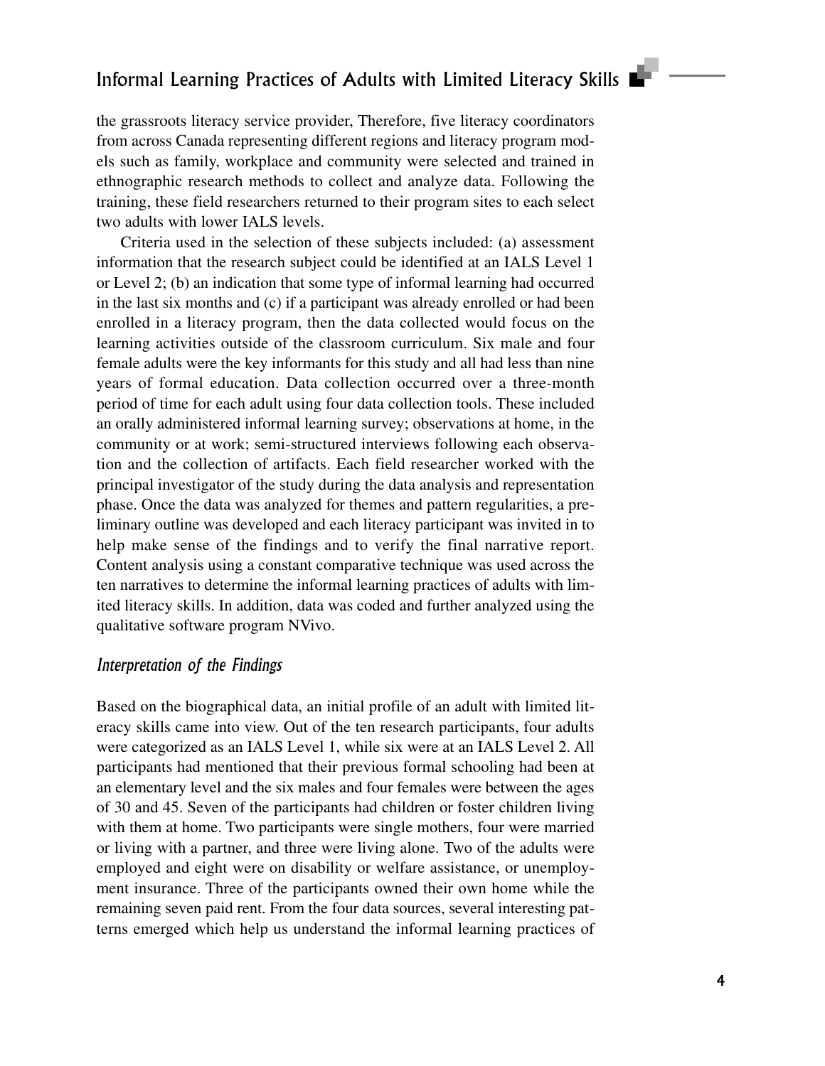the grassroots literacy service provider, Therefore, five literacy coordinators from across Canada representing different regions and literacy program models such as family, workplace and community were selected and trained in ethnographic research methods to collect and analyze data. Following the training, these field researchers returned to their program sites to each select two adults with lower IALS levels.

Criteria used in the selection of these subjects included: (a) assessment information that the research subject could be identified at an IALS Level 1 or Level 2; (b) an indication that some type of informal learning had occurred in the last six months and (c) if a participant was already enrolled or had been enrolled in a literacy program, then the data collected would focus on the learning activities outside of the classroom curriculum. Six male and four female adults were the key informants for this study and all had less than nine years of formal education. Data collection occurred over a three-month period of time for each adult using four data collection tools. These included an orally administered informal learning survey; observations at home, in the community or at work; semi-structured interviews following each observation and the collection of artifacts. Each field researcher worked with the principal investigator of the study during the data analysis and representation phase. Once the data was analyzed for themes and pattern regularities, a preliminary outline was developed and each literacy participant was invited in to help make sense of the findings and to verify the final narrative report. Content analysis using a constant comparative technique was used across the ten narratives to determine the informal learning practices of adults with limited literacy skills. In addition, data was coded and further analyzed using the qualitative software program NVivo.

### *Interpretation of the Findings*

Based on the biographical data, an initial profile of an adult with limited literacy skills came into view. Out of the ten research participants, four adults were categorized as an IALS Level 1, while six were at an IALS Level 2. All participants had mentioned that their previous formal schooling had been at an elementary level and the six males and four females were between the ages of 30 and 45. Seven of the participants had children or foster children living with them at home. Two participants were single mothers, four were married or living with a partner, and three were living alone. Two of the adults were employed and eight were on disability or welfare assistance, or unemployment insurance. Three of the participants owned their own home while the remaining seven paid rent. From the four data sources, several interesting patterns emerged which help us understand the informal learning practices of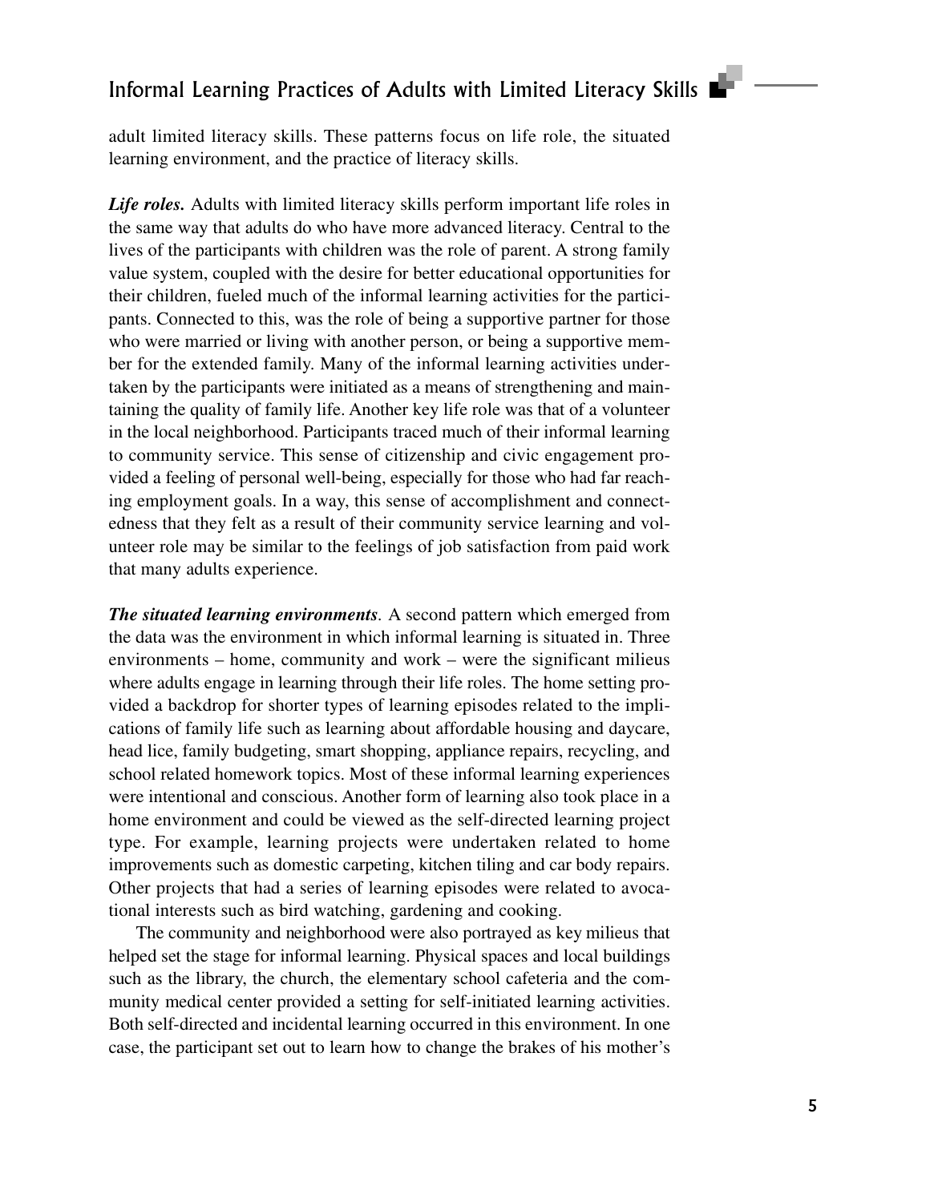adult limited literacy skills. These patterns focus on life role, the situated learning environment, and the practice of literacy skills.

***Life roles.*** Adults with limited literacy skills perform important life roles in the same way that adults do who have more advanced literacy. Central to the lives of the participants with children was the role of parent. A strong family value system, coupled with the desire for better educational opportunities for their children, fueled much of the informal learning activities for the participants. Connected to this, was the role of being a supportive partner for those who were married or living with another person, or being a supportive member for the extended family. Many of the informal learning activities undertaken by the participants were initiated as a means of strengthening and maintaining the quality of family life. Another key life role was that of a volunteer in the local neighborhood. Participants traced much of their informal learning to community service. This sense of citizenship and civic engagement provided a feeling of personal well-being, especially for those who had far reaching employment goals. In a way, this sense of accomplishment and connectedness that they felt as a result of their community service learning and volunteer role may be similar to the feelings of job satisfaction from paid work that many adults experience.

***The situated learning environments*.** A second pattern which emerged from the data was the environment in which informal learning is situated in. Three environments – home, community and work – were the significant milieus where adults engage in learning through their life roles. The home setting provided a backdrop for shorter types of learning episodes related to the implications of family life such as learning about affordable housing and daycare, head lice, family budgeting, smart shopping, appliance repairs, recycling, and school related homework topics. Most of these informal learning experiences were intentional and conscious. Another form of learning also took place in a home environment and could be viewed as the self-directed learning project type. For example, learning projects were undertaken related to home improvements such as domestic carpeting, kitchen tiling and car body repairs. Other projects that had a series of learning episodes were related to avocational interests such as bird watching, gardening and cooking.

The community and neighborhood were also portrayed as key milieus that helped set the stage for informal learning. Physical spaces and local buildings such as the library, the church, the elementary school cafeteria and the community medical center provided a setting for self-initiated learning activities. Both self-directed and incidental learning occurred in this environment. In one case, the participant set out to learn how to change the brakes of his mother's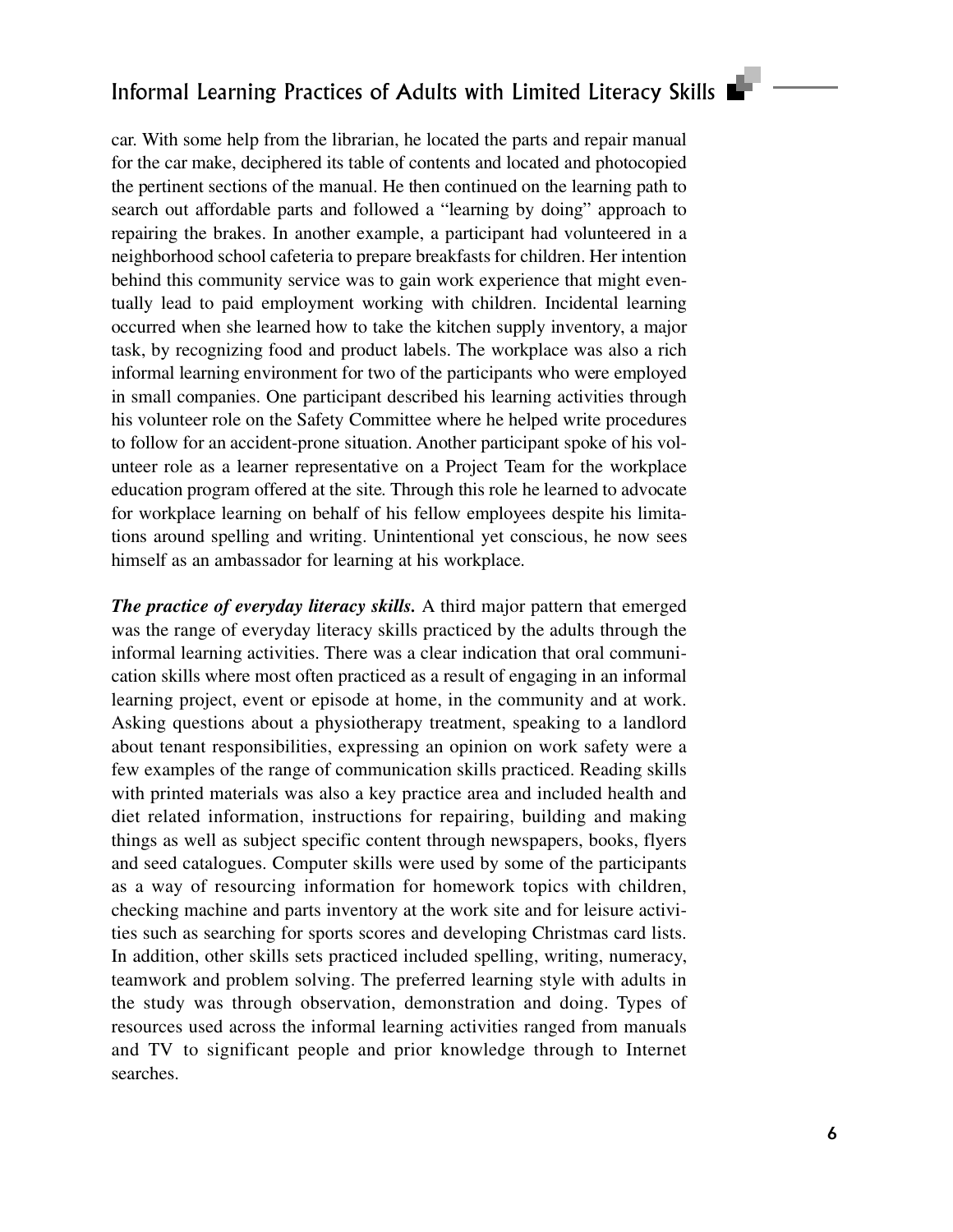car. With some help from the librarian, he located the parts and repair manual for the car make, deciphered its table of contents and located and photocopied the pertinent sections of the manual. He then continued on the learning path to search out affordable parts and followed a "learning by doing" approach to repairing the brakes. In another example, a participant had volunteered in a neighborhood school cafeteria to prepare breakfasts for children. Her intention behind this community service was to gain work experience that might eventually lead to paid employment working with children. Incidental learning occurred when she learned how to take the kitchen supply inventory, a major task, by recognizing food and product labels. The workplace was also a rich informal learning environment for two of the participants who were employed in small companies. One participant described his learning activities through his volunteer role on the Safety Committee where he helped write procedures to follow for an accident-prone situation. Another participant spoke of his volunteer role as a learner representative on a Project Team for the workplace education program offered at the site. Through this role he learned to advocate for workplace learning on behalf of his fellow employees despite his limitations around spelling and writing. Unintentional yet conscious, he now sees himself as an ambassador for learning at his workplace.

***The practice of everyday literacy skills.*** A third major pattern that emerged was the range of everyday literacy skills practiced by the adults through the informal learning activities. There was a clear indication that oral communication skills where most often practiced as a result of engaging in an informal learning project, event or episode at home, in the community and at work. Asking questions about a physiotherapy treatment, speaking to a landlord about tenant responsibilities, expressing an opinion on work safety were a few examples of the range of communication skills practiced. Reading skills with printed materials was also a key practice area and included health and diet related information, instructions for repairing, building and making things as well as subject specific content through newspapers, books, flyers and seed catalogues. Computer skills were used by some of the participants as a way of resourcing information for homework topics with children, checking machine and parts inventory at the work site and for leisure activities such as searching for sports scores and developing Christmas card lists. In addition, other skills sets practiced included spelling, writing, numeracy, teamwork and problem solving. The preferred learning style with adults in the study was through observation, demonstration and doing. Types of resources used across the informal learning activities ranged from manuals and TV to significant people and prior knowledge through to Internet searches.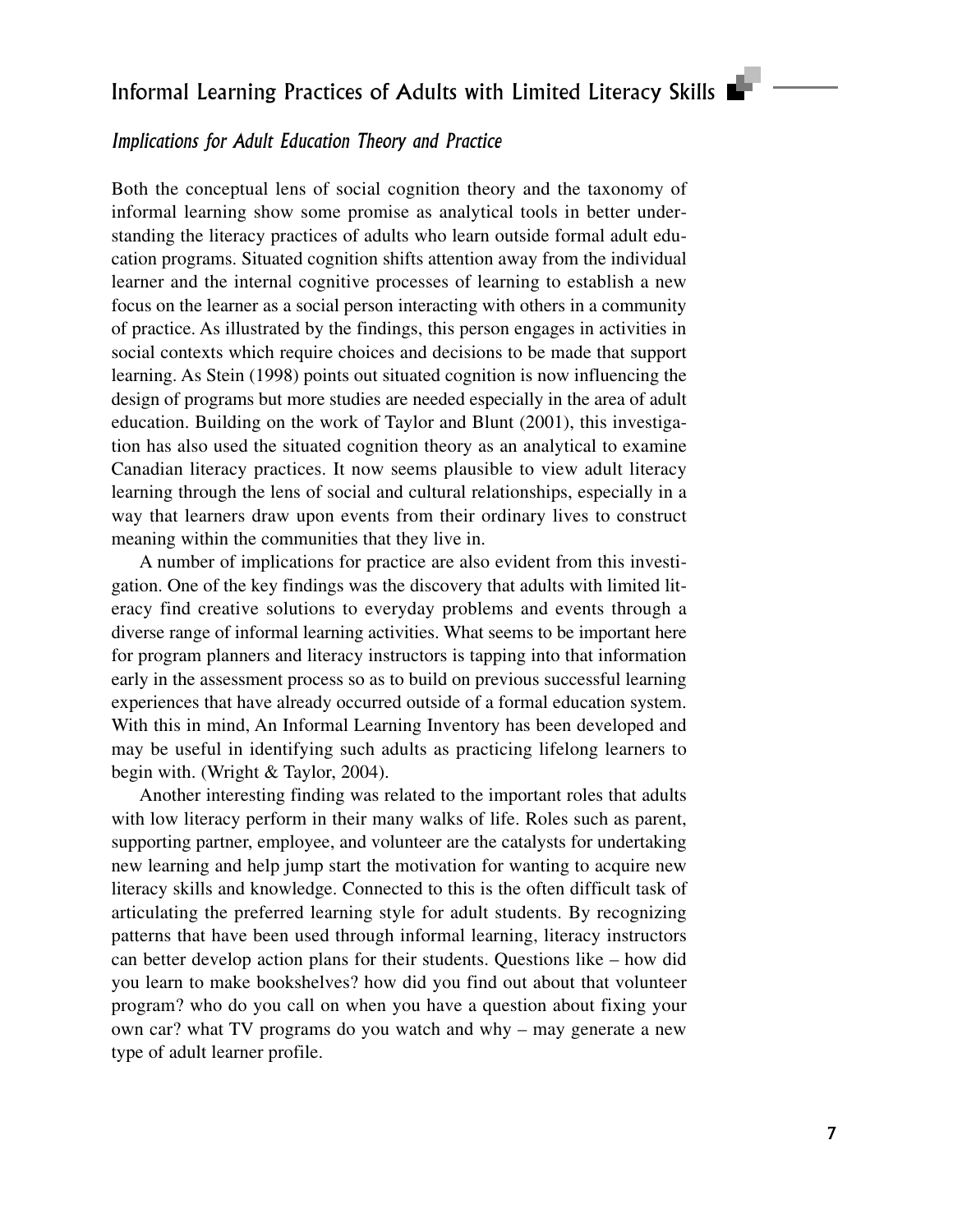## *Implications for Adult Education Theory and Practice*

Both the conceptual lens of social cognition theory and the taxonomy of informal learning show some promise as analytical tools in better understanding the literacy practices of adults who learn outside formal adult education programs. Situated cognition shifts attention away from the individual learner and the internal cognitive processes of learning to establish a new focus on the learner as a social person interacting with others in a community of practice. As illustrated by the findings, this person engages in activities in social contexts which require choices and decisions to be made that support learning. As Stein (1998) points out situated cognition is now influencing the design of programs but more studies are needed especially in the area of adult education. Building on the work of Taylor and Blunt (2001), this investigation has also used the situated cognition theory as an analytical to examine Canadian literacy practices. It now seems plausible to view adult literacy learning through the lens of social and cultural relationships, especially in a way that learners draw upon events from their ordinary lives to construct meaning within the communities that they live in.

A number of implications for practice are also evident from this investigation. One of the key findings was the discovery that adults with limited literacy find creative solutions to everyday problems and events through a diverse range of informal learning activities. What seems to be important here for program planners and literacy instructors is tapping into that information early in the assessment process so as to build on previous successful learning experiences that have already occurred outside of a formal education system. With this in mind, An Informal Learning Inventory has been developed and may be useful in identifying such adults as practicing lifelong learners to begin with. (Wright & Taylor, 2004).

Another interesting finding was related to the important roles that adults with low literacy perform in their many walks of life. Roles such as parent, supporting partner, employee, and volunteer are the catalysts for undertaking new learning and help jump start the motivation for wanting to acquire new literacy skills and knowledge. Connected to this is the often difficult task of articulating the preferred learning style for adult students. By recognizing patterns that have been used through informal learning, literacy instructors can better develop action plans for their students. Questions like – how did you learn to make bookshelves? how did you find out about that volunteer program? who do you call on when you have a question about fixing your own car? what TV programs do you watch and why – may generate a new type of adult learner profile.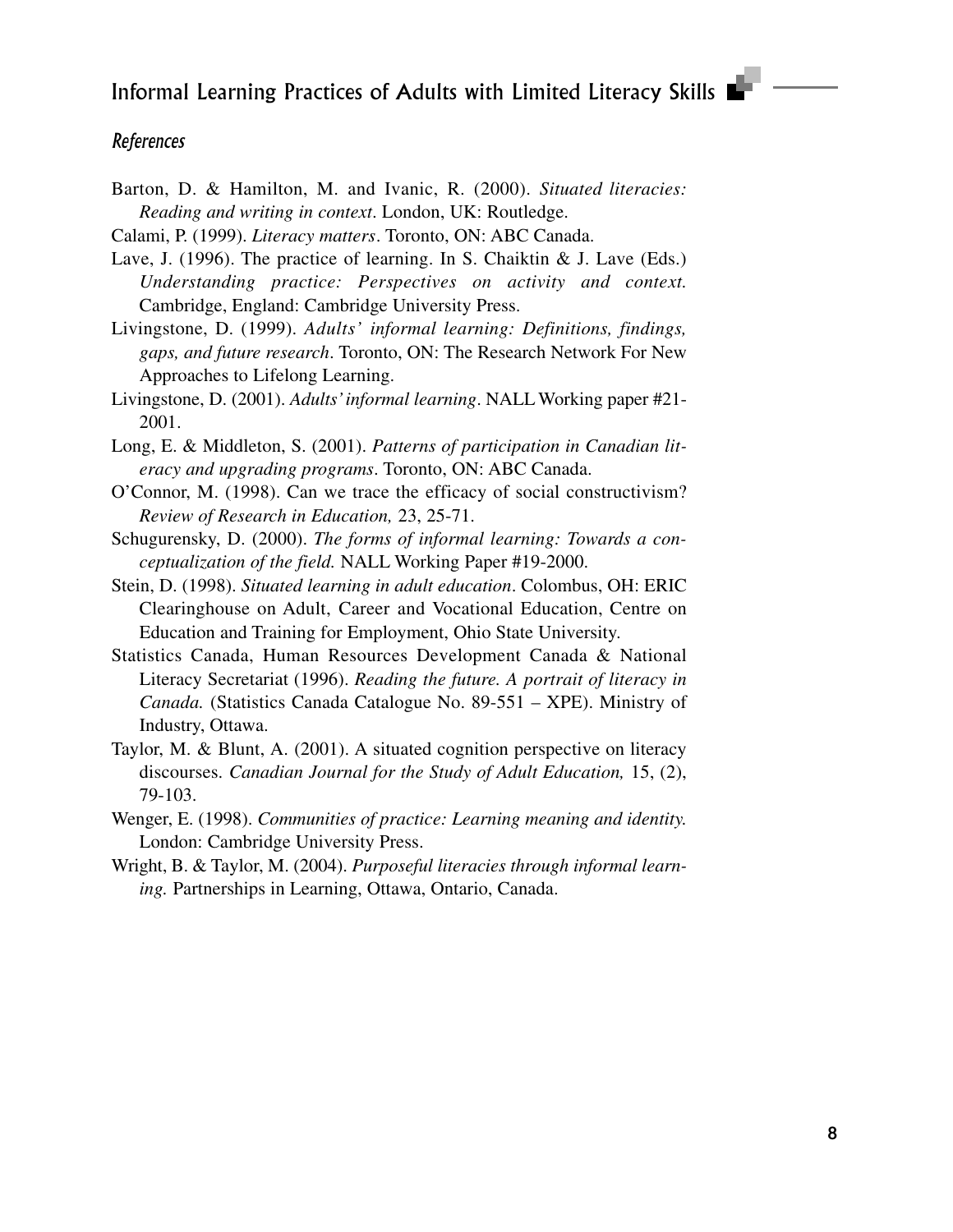## *References*

Barton, D. & Hamilton, M. and Ivanic, R. (2000). *Situated literacies: Reading and writing in context*. London, UK: Routledge.

Calami, P. (1999). *Literacy matters*. Toronto, ON: ABC Canada.

Lave, J. (1996). The practice of learning. In S. Chaiktin & J. Lave (Eds.) *Understanding practice: Perspectives on activity and context.* Cambridge, England: Cambridge University Press.

Livingstone, D. (1999). *Adults' informal learning: Definitions, findings, gaps, and future research*. Toronto, ON: The Research Network For New Approaches to Lifelong Learning.

Livingstone, D. (2001). *Adults' informal learning*. NALL Working paper #21-2001.

Long, E. & Middleton, S. (2001). *Patterns of participation in Canadian literacy and upgrading programs*. Toronto, ON: ABC Canada.

O'Connor, M. (1998). Can we trace the efficacy of social constructivism? *Review of Research in Education,* 23, 25-71.

Schugurensky, D. (2000). *The forms of informal learning: Towards a conceptualization of the field.* NALL Working Paper #19-2000.

Stein, D. (1998). *Situated learning in adult education*. Colombus, OH: ERIC Clearinghouse on Adult, Career and Vocational Education, Centre on Education and Training for Employment, Ohio State University.

Statistics Canada, Human Resources Development Canada & National Literacy Secretariat (1996). *Reading the future. A portrait of literacy in Canada.* (Statistics Canada Catalogue No. 89-551 – XPE). Ministry of Industry, Ottawa.

Taylor, M. & Blunt, A. (2001). A situated cognition perspective on literacy discourses. *Canadian Journal for the Study of Adult Education,* 15, (2), 79-103.

Wenger, E. (1998). *Communities of practice: Learning meaning and identity.* London: Cambridge University Press.

Wright, B. & Taylor, M. (2004). *Purposeful literacies through informal learning.* Partnerships in Learning, Ottawa, Ontario, Canada.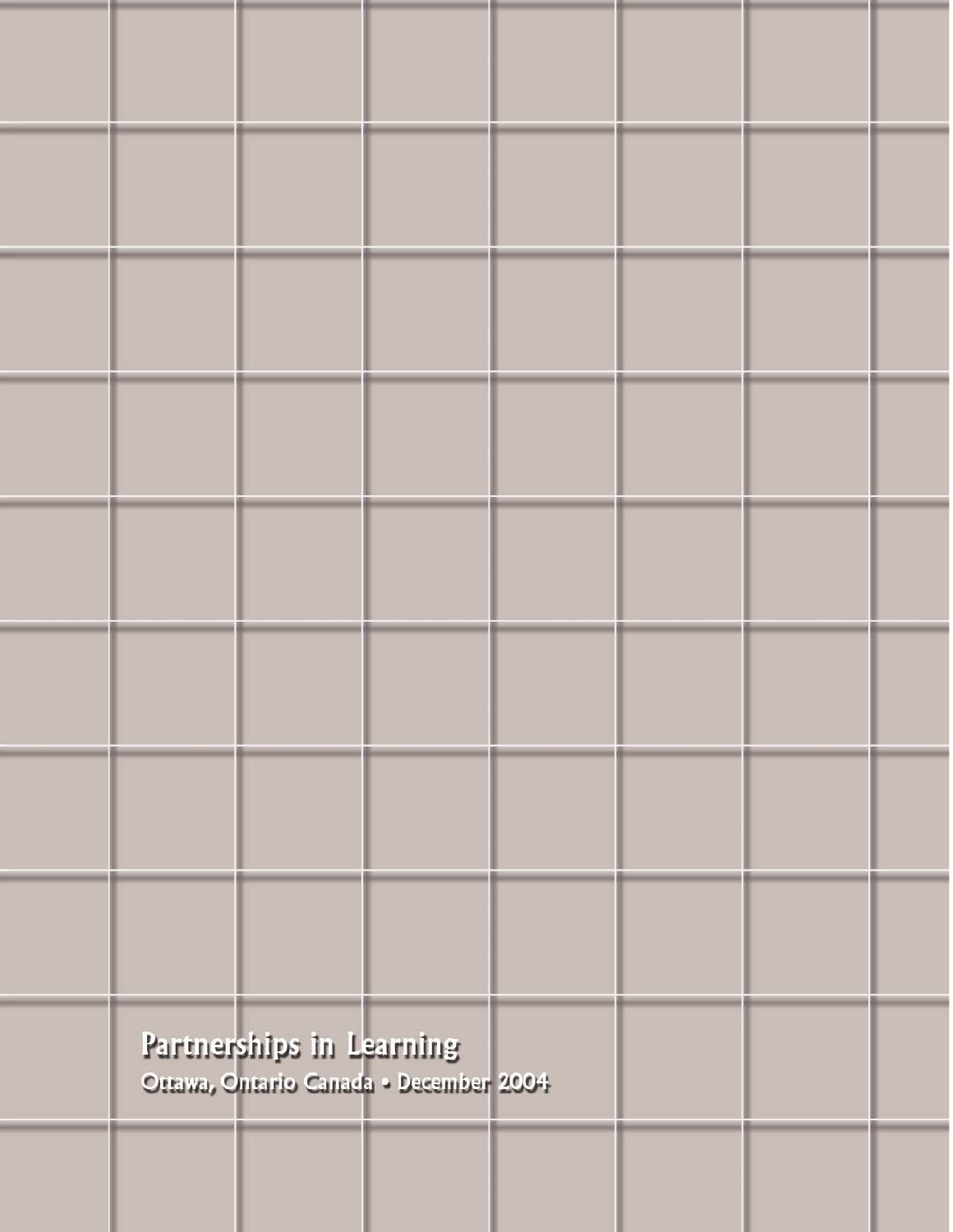Partnerships in Learning

Ottawa, Ontario Canada • December 2004